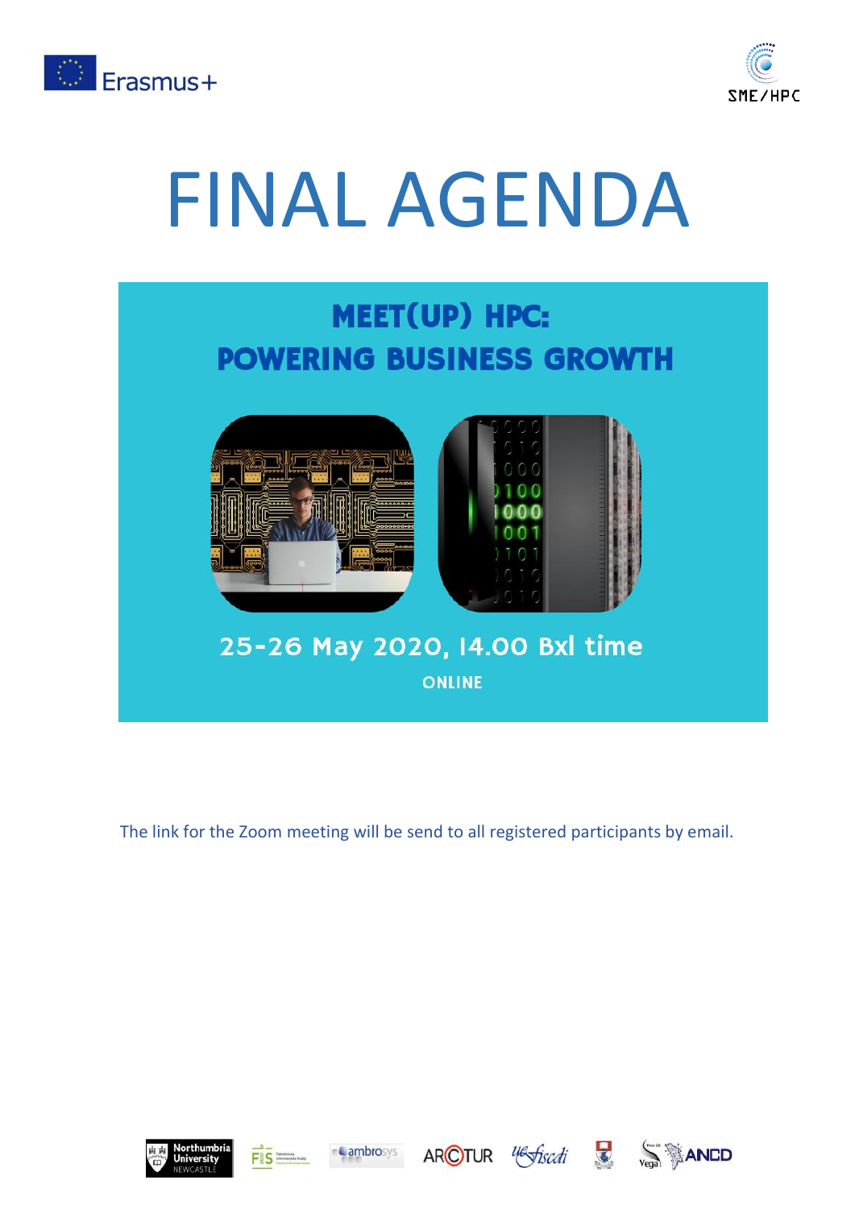# FINAL AGENDA

## MEET(UP) HPC: POWERING BUSINESS GROWTH

25-26 May 2020, 14.00 Bxl time

ONLINE

The link for the Zoom meeting will be send to all registered participants by email.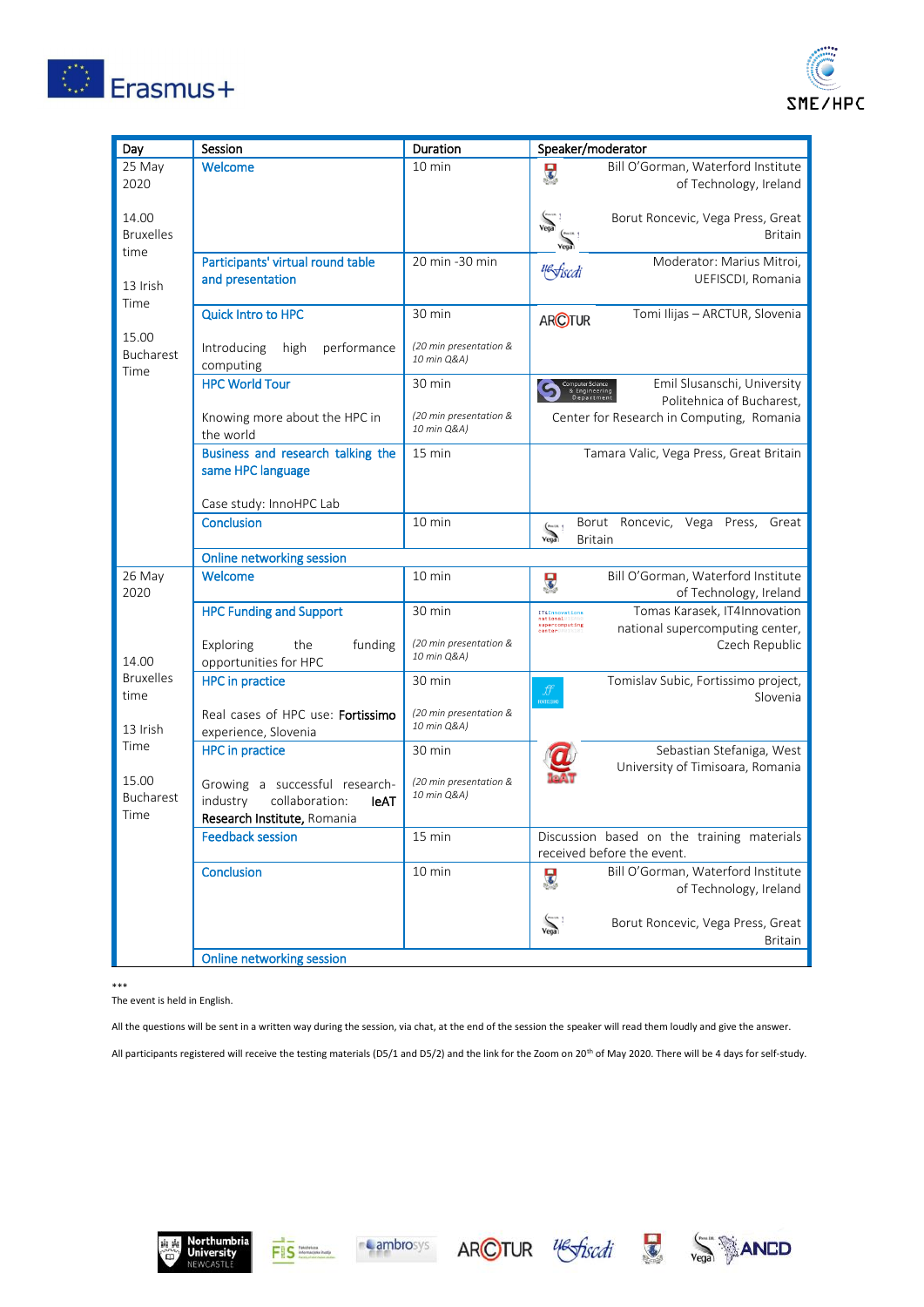| Day | Session | Duration | Speaker/moderator |
|---|---|---|---|
| 25 May 2020<br><br>14.00 Bruxelles time<br><br>13 Irish Time<br><br>15.00 Bucharest Time | Welcome | 10 min | Bill O'Gorman, Waterford Institute of Technology, Ireland<br><br>Borut Roncevic, Vega Press, Great Britain |
| | Participants' virtual round table and presentation | 20 min -30 min | Moderator: Marius Mitroi, UEFISCDI, Romania |
| | Quick Intro to HPC<br><br>Introducing high performance computing | 30 min<br><br>*(20 min presentation & 10 min Q&A)* | Tomi Ilijas – ARCTUR, Slovenia |
| | HPC World Tour<br><br>Knowing more about the HPC in the world | 30 min<br><br>*(20 min presentation & 10 min Q&A)* | Emil Slusanschi, University Politehnica of Bucharest, Center for Research in Computing, Romania |
| | Business and research talking the same HPC language<br><br>Case study: InnoHPC Lab | 15 min | Tamara Valic, Vega Press, Great Britain |
| | Conclusion | 10 min | Borut Roncevic, Vega Press, Great Britain |
| | Online networking session | | |
| 26 May 2020<br><br>14.00 Bruxelles time<br><br>13 Irish Time<br><br>15.00 Bucharest Time | Welcome | 10 min | Bill O'Gorman, Waterford Institute of Technology, Ireland |
| | HPC Funding and Support<br><br>Exploring the funding opportunities for HPC | 30 min<br><br>*(20 min presentation & 10 min Q&A)* | Tomas Karasek, IT4Innovation national supercomputing center, Czech Republic |
| | HPC in practice<br><br>Real cases of HPC use: **Fortissimo** experience, Slovenia | 30 min<br><br>*(20 min presentation & 10 min Q&A)* | Tomislav Subic, Fortissimo project, Slovenia |
| | HPC in practice<br><br>Growing a successful research-industry collaboration: **IeAT Research Institute,** Romania | 30 min<br><br>*(20 min presentation & 10 min Q&A)* | Sebastian Stefaniga, West University of Timisoara, Romania |
| | Feedback session | 15 min | Discussion based on the training materials received before the event. |
| | Conclusion | 10 min | Bill O'Gorman, Waterford Institute of Technology, Ireland<br><br>Borut Roncevic, Vega Press, Great Britain |
| | Online networking session | | |

***

The event is held in English.

All the questions will be sent in a written way during the session, via chat, at the end of the session the speaker will read them loudly and give the answer.

All participants registered will receive the testing materials (D5/1 and D5/2) and the link for the Zoom on 20th of May 2020. There will be 4 days for self-study.